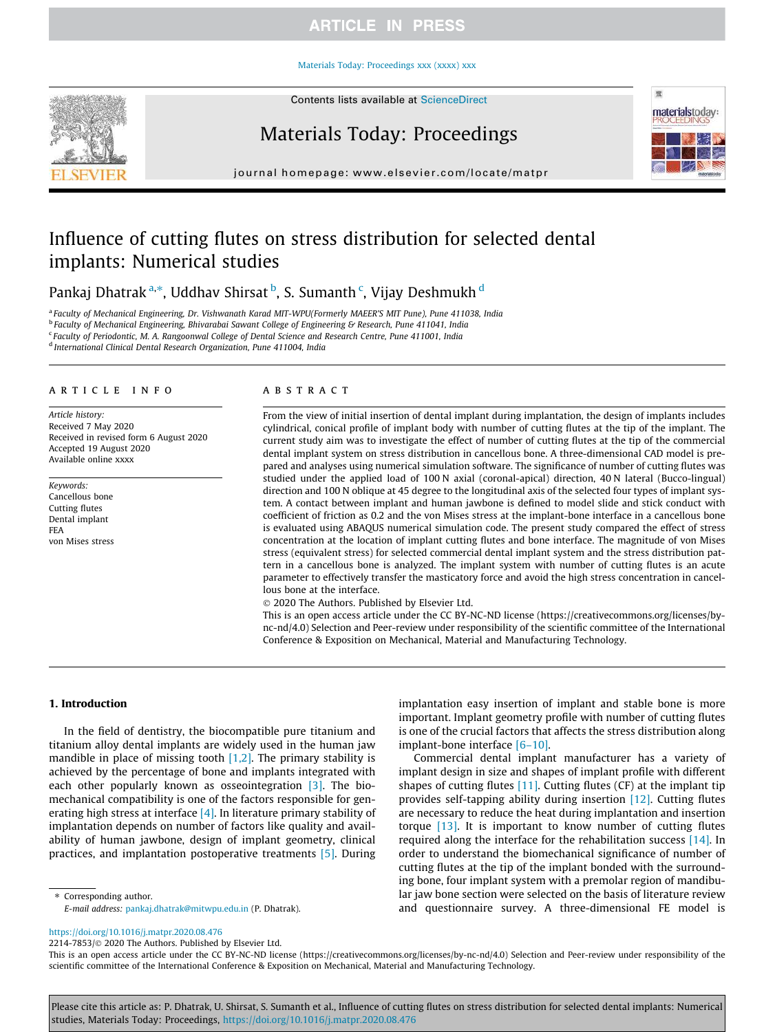# Influence of cutting flutes on stress distribution for selected dental implants: Numerical studies

Pankaj Dhatrak [a,*], Uddhav Shirsat [b], S. Sumanth [c], Vijay Deshmukh [d]

[a] Faculty of Mechanical Engineering, Dr. Vishwanath Karad MIT-WPU(Formerly MAEER'S MIT Pune), Pune 411038, India
[b] Faculty of Mechanical Engineering, Bhivarabai Sawant College of Engineering & Research, Pune 411041, India
[c] Faculty of Periodontic, M. A. Rangoonwal College of Dental Science and Research Centre, Pune 411001, India
[d] International Clinical Dental Research Organization, Pune 411004, India

## ARTICLE INFO

*Article history:*
Received 7 May 2020
Received in revised form 6 August 2020
Accepted 19 August 2020
Available online xxxx

*Keywords:*
Cancellous bone
Cutting flutes
Dental implant
FEA
von Mises stress

## ABSTRACT

From the view of initial insertion of dental implant during implantation, the design of implants includes cylindrical, conical profile of implant body with number of cutting flutes at the tip of the implant. The current study aim was to investigate the effect of number of cutting flutes at the tip of the commercial dental implant system on stress distribution in cancellous bone. A three-dimensional CAD model is prepared and analyses using numerical simulation software. The significance of number of cutting flutes was studied under the applied load of 100 N axial (coronal-apical) direction, 40 N lateral (Bucco-lingual) direction and 100 N oblique at 45 degree to the longitudinal axis of the selected four types of implant system. A contact between implant and human jawbone is defined to model slide and stick conduct with coefficient of friction as 0.2 and the von Mises stress at the implant-bone interface in a cancellous bone is evaluated using ABAQUS numerical simulation code. The present study compared the effect of stress concentration at the location of implant cutting flutes and bone interface. The magnitude of von Mises stress (equivalent stress) for selected commercial dental implant system and the stress distribution pattern in a cancellous bone is analyzed. The implant system with number of cutting flutes is an acute parameter to effectively transfer the masticatory force and avoid the high stress concentration in cancellous bone at the interface.

© 2020 The Authors. Published by Elsevier Ltd.
This is an open access article under the CC BY-NC-ND license (https://creativecommons.org/licenses/by-nc-nd/4.0) Selection and Peer-review under responsibility of the scientific committee of the International Conference & Exposition on Mechanical, Material and Manufacturing Technology.

## 1. Introduction

In the field of dentistry, the biocompatible pure titanium and titanium alloy dental implants are widely used in the human jaw mandible in place of missing tooth [1,2]. The primary stability is achieved by the percentage of bone and implants integrated with each other popularly known as osseointegration [3]. The biomechanical compatibility is one of the factors responsible for generating high stress at interface [4]. In literature primary stability of implantation depends on number of factors like quality and availability of human jawbone, design of implant geometry, clinical practices, and implantation postoperative treatments [5]. During implantation easy insertion of implant and stable bone is more important. Implant geometry profile with number of cutting flutes is one of the crucial factors that affects the stress distribution along implant-bone interface [6–10].

Commercial dental implant manufacturer has a variety of implant design in size and shapes of implant profile with different shapes of cutting flutes [11]. Cutting flutes (CF) at the implant tip provides self-tapping ability during insertion [12]. Cutting flutes are necessary to reduce the heat during implantation and insertion torque [13]. It is important to know number of cutting flutes required along the interface for the rehabilitation success [14]. In order to understand the biomechanical significance of number of cutting flutes at the tip of the implant bonded with the surrounding bone, four implant system with a premolar region of mandibular jaw bone section were selected on the basis of literature review and questionnaire survey. A three-dimensional FE model is

\* Corresponding author.
E-mail address: pankaj.dhatrak@mitwpu.edu.in (P. Dhatrak).

https://doi.org/10.1016/j.matpr.2020.08.476
2214-7853/© 2020 The Authors. Published by Elsevier Ltd.
This is an open access article under the CC BY-NC-ND license (https://creativecommons.org/licenses/by-nc-nd/4.0) Selection and Peer-review under responsibility of the scientific committee of the International Conference & Exposition on Mechanical, Material and Manufacturing Technology.

Please cite this article as: P. Dhatrak, U. Shirsat, S. Sumanth et al., Influence of cutting flutes on stress distribution for selected dental implants: Numerical studies, Materials Today: Proceedings, https://doi.org/10.1016/j.matpr.2020.08.476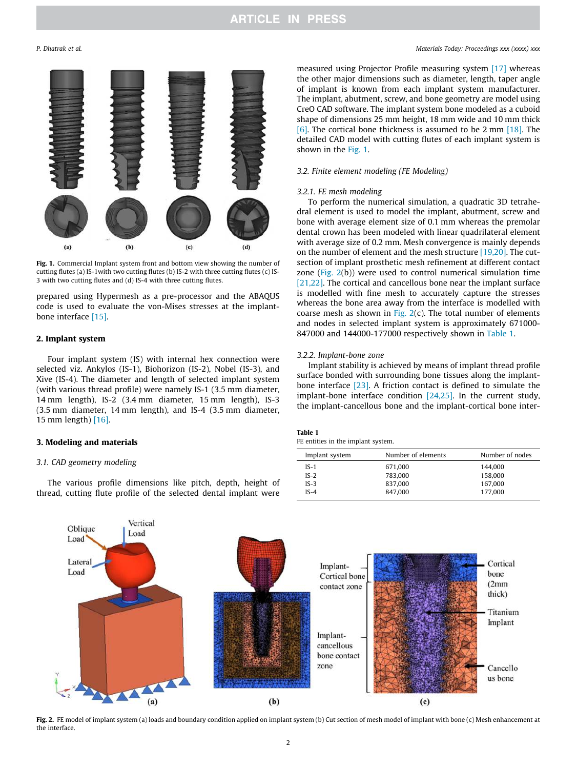Fig. 1. Commercial Implant system front and bottom view showing the number of cutting flutes (a) IS-1with two cutting flutes (b) IS-2 with three cutting flutes (c) IS-3 with two cutting flutes and (d) IS-4 with three cutting flutes.

prepared using Hypermesh as a pre-processor and the ABAQUS code is used to evaluate the von-Mises stresses at the implant-bone interface [15].

## 2. Implant system

Four implant system (IS) with internal hex connection were selected viz. Ankylos (IS-1), Biohorizon (IS-2), Nobel (IS-3), and Xive (IS-4). The diameter and length of selected implant system (with various thread profile) were namely IS-1 (3.5 mm diameter, 14 mm length), IS-2 (3.4 mm diameter, 15 mm length), IS-3 (3.5 mm diameter, 14 mm length), and IS-4 (3.5 mm diameter, 15 mm length) [16].

## 3. Modeling and materials

### *3.1. CAD geometry modeling*

The various profile dimensions like pitch, depth, height of thread, cutting flute profile of the selected dental implant were measured using Projector Profile measuring system [17] whereas the other major dimensions such as diameter, length, taper angle of implant is known from each implant system manufacturer. The implant, abutment, screw, and bone geometry are model using CreO CAD software. The implant system bone modeled as a cuboid shape of dimensions 25 mm height, 18 mm wide and 10 mm thick [6]. The cortical bone thickness is assumed to be 2 mm [18]. The detailed CAD model with cutting flutes of each implant system is shown in the Fig. 1.

### *3.2. Finite element modeling (FE Modeling)*

#### *3.2.1. FE mesh modeling*

To perform the numerical simulation, a quadratic 3D tetrahedral element is used to model the implant, abutment, screw and bone with average element size of 0.1 mm whereas the premolar dental crown has been modeled with linear quadrilateral element with average size of 0.2 mm. Mesh convergence is mainly depends on the number of element and the mesh structure [19,20]. The cut-section of implant prosthetic mesh refinement at different contact zone (Fig. 2(b)) were used to control numerical simulation time [21,22]. The cortical and cancellous bone near the implant surface is modelled with fine mesh to accurately capture the stresses whereas the bone area away from the interface is modelled with coarse mesh as shown in Fig. 2(c). The total number of elements and nodes in selected implant system is approximately 671000-847000 and 144000-177000 respectively shown in Table 1.

#### *3.2.2. Implant-bone zone*

Implant stability is achieved by means of implant thread profile surface bonded with surrounding bone tissues along the implant-bone interface [23]. A friction contact is defined to simulate the implant-bone interface condition [24,25]. In the current study, the implant-cancellous bone and the implant-cortical bone inter-

**Table 1**
FE entities in the implant system.

| Implant system | Number of elements | Number of nodes |
|---|---|---|
| IS-1 | 671,000 | 144,000 |
| IS-2 | 783,000 | 158,000 |
| IS-3 | 837,000 | 167,000 |
| IS-4 | 847,000 | 177,000 |

Fig. 2. FE model of implant system (a) loads and boundary condition applied on implant system (b) Cut section of mesh model of implant with bone (c) Mesh enhancement at the interface.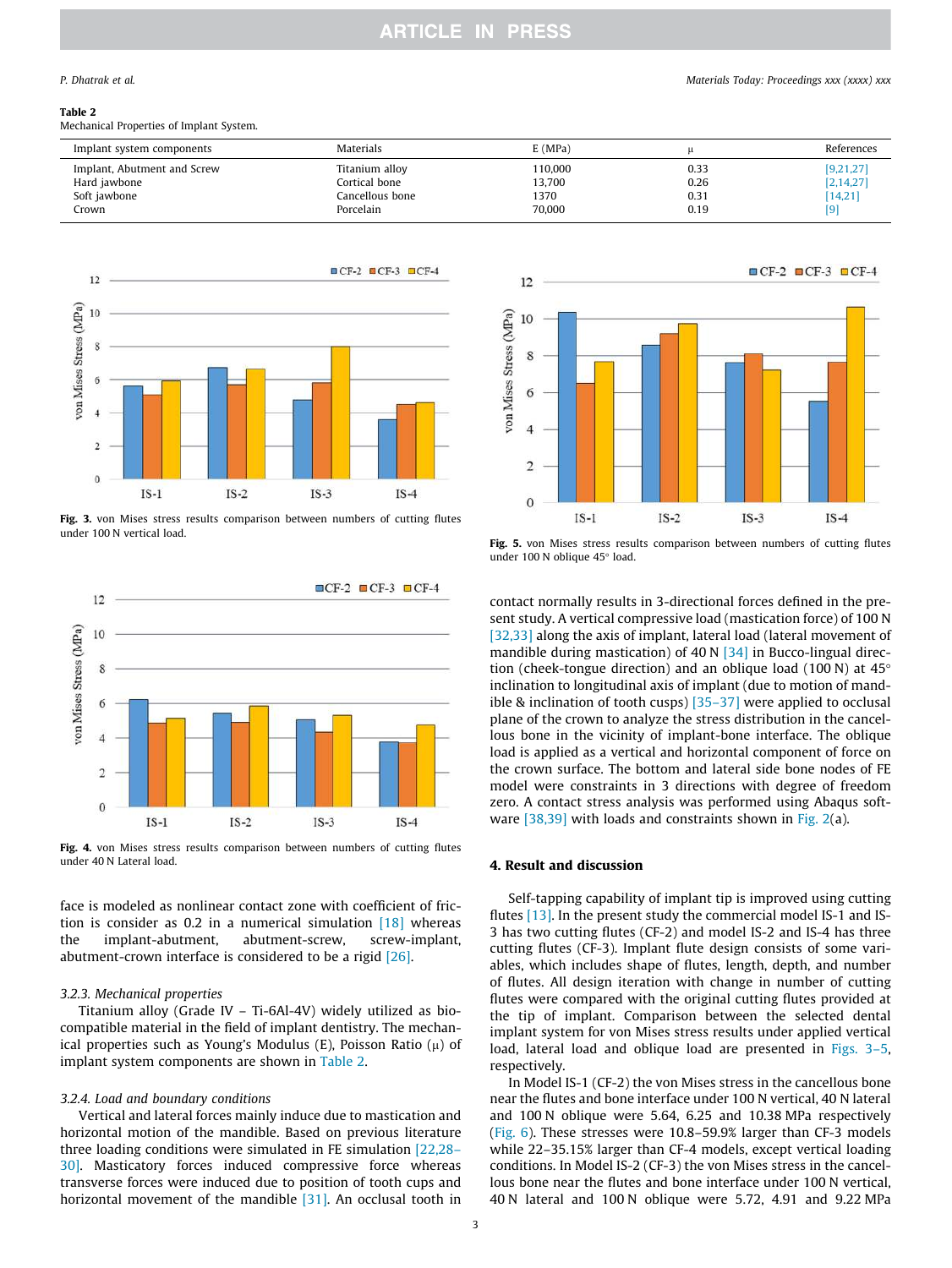**Table 2**
Mechanical Properties of Implant System.

| Implant system components | Materials | E (MPa) | μ | References |
|---|---|---|---|---|
| Implant, Abutment and Screw | Titanium alloy | 110,000 | 0.33 | [9,21,27] |
| Hard jawbone | Cortical bone | 13,700 | 0.26 | [2,14,27] |
| Soft jawbone | Cancellous bone | 1370 | 0.31 | [14,21] |
| Crown | Porcelain | 70,000 | 0.19 | [9] |

**Fig. 3.** von Mises stress results comparison between numbers of cutting flutes under 100 N vertical load.

**Fig. 4.** von Mises stress results comparison between numbers of cutting flutes under 40 N Lateral load.

**Fig. 5.** von Mises stress results comparison between numbers of cutting flutes under 100 N oblique 45° load.

face is modeled as nonlinear contact zone with coefficient of friction is consider as 0.2 in a numerical simulation [18] whereas the implant-abutment, abutment-screw, screw-implant, abutment-crown interface is considered to be a rigid [26].

### 3.2.3. Mechanical properties

Titanium alloy (Grade IV – Ti-6Al-4V) widely utilized as biocompatible material in the field of implant dentistry. The mechanical properties such as Young's Modulus (E), Poisson Ratio (μ) of implant system components are shown in Table 2.

### 3.2.4. Load and boundary conditions

Vertical and lateral forces mainly induce due to mastication and horizontal motion of the mandible. Based on previous literature three loading conditions were simulated in FE simulation [22,28–30]. Masticatory forces induced compressive force whereas transverse forces were induced due to position of tooth cups and horizontal movement of the mandible [31]. An occlusal tooth in contact normally results in 3-directional forces defined in the present study. A vertical compressive load (mastication force) of 100 N [32,33] along the axis of implant, lateral load (lateral movement of mandible during mastication) of 40 N [34] in Bucco-lingual direction (cheek-tongue direction) and an oblique load (100 N) at 45° inclination to longitudinal axis of implant (due to motion of mandible & inclination of tooth cusps) [35–37] were applied to occlusal plane of the crown to analyze the stress distribution in the cancellous bone in the vicinity of implant-bone interface. The oblique load is applied as a vertical and horizontal component of force on the crown surface. The bottom and lateral side bone nodes of FE model were constraints in 3 directions with degree of freedom zero. A contact stress analysis was performed using Abaqus software [38,39] with loads and constraints shown in Fig. 2(a).

## 4. Result and discussion

Self-tapping capability of implant tip is improved using cutting flutes [13]. In the present study the commercial model IS-1 and IS-3 has two cutting flutes (CF-2) and model IS-2 and IS-4 has three cutting flutes (CF-3). Implant flute design consists of some variables, which includes shape of flutes, length, depth, and number of flutes. All design iteration with change in number of cutting flutes were compared with the original cutting flutes provided at the tip of implant. Comparison between the selected dental implant system for von Mises stress results under applied vertical load, lateral load and oblique load are presented in Figs. 3–5, respectively.

In Model IS-1 (CF-2) the von Mises stress in the cancellous bone near the flutes and bone interface under 100 N vertical, 40 N lateral and 100 N oblique were 5.64, 6.25 and 10.38 MPa respectively (Fig. 6). These stresses were 10.8–59.9% larger than CF-3 models while 22–35.15% larger than CF-4 models, except vertical loading conditions. In Model IS-2 (CF-3) the von Mises stress in the cancellous bone near the flutes and bone interface under 100 N vertical, 40 N lateral and 100 N oblique were 5.72, 4.91 and 9.22 MPa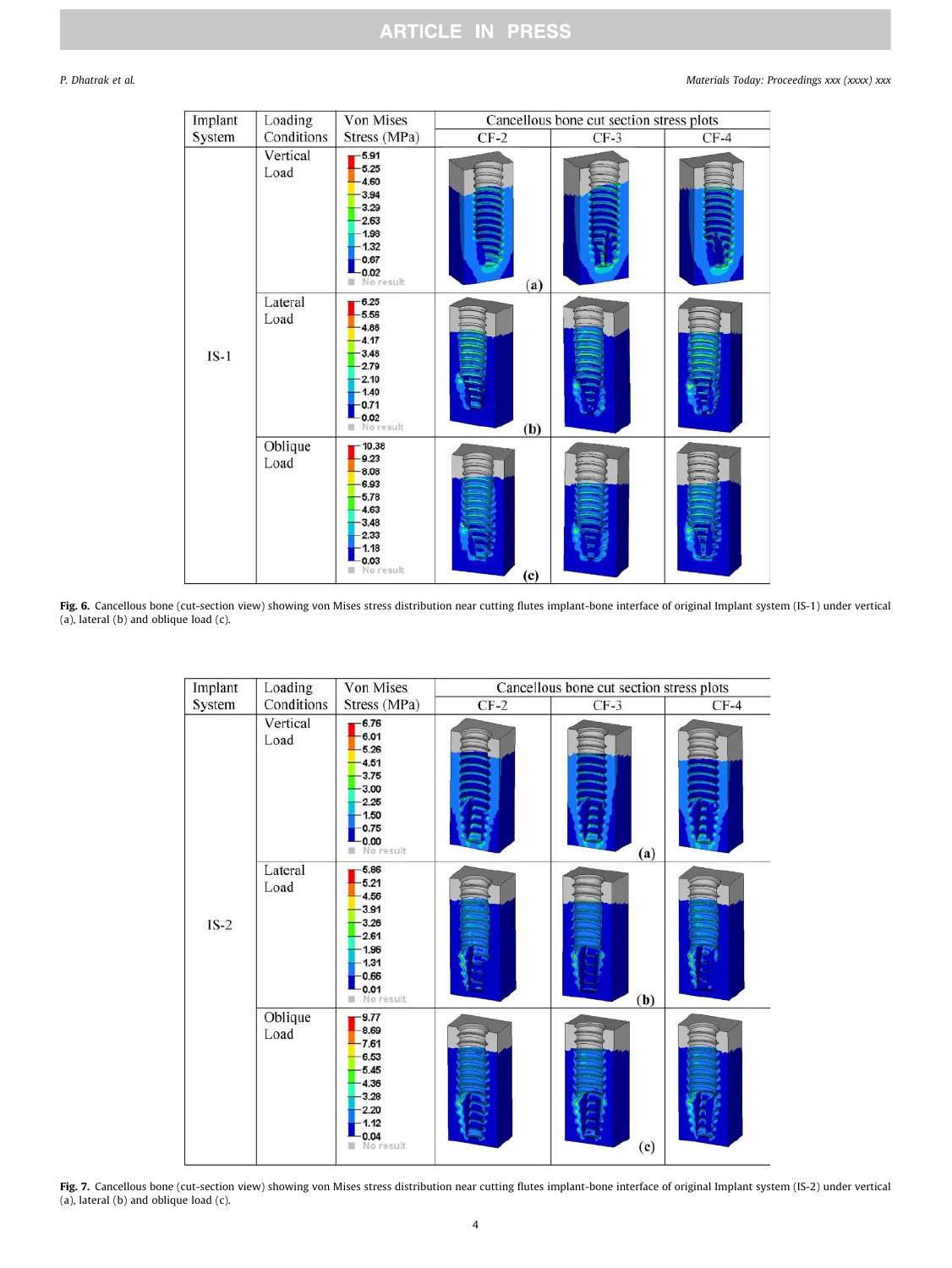| Implant System | Loading Conditions | Von Mises Stress (MPa) | Cancellous bone cut section stress plots | | |
|---|---|---|---|---|---|
| | | | CF-2 | CF-3 | CF-4 |
| IS-1 | Vertical Load | 5.91, 5.25, 4.60, 3.94, 3.29, 2.63, 1.98, 1.32, 0.67, 0.02, No result | (a) | | |
| | Lateral Load | 6.25, 5.56, 4.86, 4.17, 3.48, 2.79, 2.10, 1.40, 0.71, 0.02, No result | (b) | | |
| | Oblique Load | 10.38, 9.23, 8.08, 6.93, 5.78, 4.63, 3.48, 2.33, 1.18, 0.03, No result | (c) | | |

**Fig. 6.** Cancellous bone (cut-section view) showing von Mises stress distribution near cutting flutes implant-bone interface of original Implant system (IS-1) under vertical (a), lateral (b) and oblique load (c).

| Implant System | Loading Conditions | Von Mises Stress (MPa) | Cancellous bone cut section stress plots | | |
|---|---|---|---|---|---|
| | | | CF-2 | CF-3 | CF-4 |
| IS-2 | Vertical Load | 6.76, 6.01, 5.26, 4.51, 3.75, 3.00, 2.25, 1.50, 0.75, 0.00, No result | | (a) | |
| | Lateral Load | 5.86, 5.21, 4.56, 3.91, 3.26, 2.61, 1.96, 1.31, 0.66, 0.01, No result | | (b) | |
| | Oblique Load | 9.77, 8.69, 7.61, 6.53, 5.45, 4.36, 3.28, 2.20, 1.12, 0.04, No result | | (c) | |

**Fig. 7.** Cancellous bone (cut-section view) showing von Mises stress distribution near cutting flutes implant-bone interface of original Implant system (IS-2) under vertical (a), lateral (b) and oblique load (c).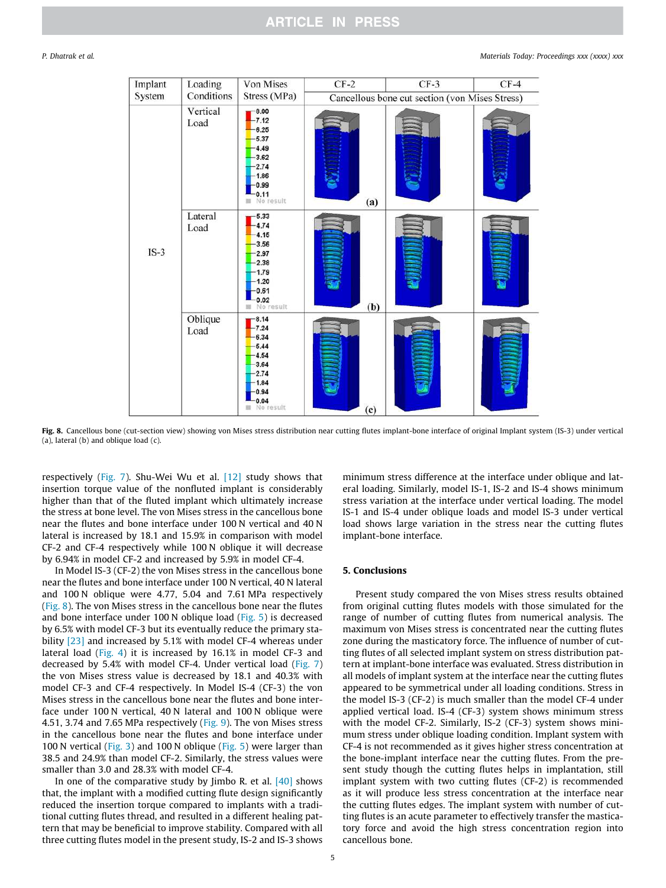| Implant System | Loading Conditions | Von Mises Stress (MPa) | CF-2 | CF-3 | CF-4 |
|---|---|---|---|---|---|
| | | | Cancellous bone cut section (von Mises Stress) | | |
| IS-3 | Vertical Load | 8.00, 7.12, 6.25, 5.37, 4.49, 3.62, 2.74, 1.86, 0.99, 0.11, No result | (a) | | |
| | Lateral Load | 5.33, 4.74, 4.15, 3.56, 2.97, 2.38, 1.79, 1.20, 0.61, 0.02, No result | (b) | | |
| | Oblique Load | 8.14, 7.24, 6.34, 5.44, 4.54, 3.64, 2.74, 1.84, 0.94, 0.04, No result | (c) | | |

**Fig. 8.** Cancellous bone (cut-section view) showing von Mises stress distribution near cutting flutes implant-bone interface of original Implant system (IS-3) under vertical (a), lateral (b) and oblique load (c).

respectively (Fig. 7). Shu-Wei Wu et al. [12] study shows that insertion torque value of the nonfluted implant is considerably higher than that of the fluted implant which ultimately increase the stress at bone level. The von Mises stress in the cancellous bone near the flutes and bone interface under 100 N vertical and 40 N lateral is increased by 18.1 and 15.9% in comparison with model CF-2 and CF-4 respectively while 100 N oblique it will decrease by 6.94% in model CF-2 and increased by 5.9% in model CF-4.

In Model IS-3 (CF-2) the von Mises stress in the cancellous bone near the flutes and bone interface under 100 N vertical, 40 N lateral and 100 N oblique were 4.77, 5.04 and 7.61 MPa respectively (Fig. 8). The von Mises stress in the cancellous bone near the flutes and bone interface under 100 N oblique load (Fig. 5) is decreased by 6.5% with model CF-3 but its eventually reduce the primary stability [23] and increased by 5.1% with model CF-4 whereas under lateral load (Fig. 4) it is increased by 16.1% in model CF-3 and decreased by 5.4% with model CF-4. Under vertical load (Fig. 7) the von Mises stress value is decreased by 18.1 and 40.3% with model CF-3 and CF-4 respectively. In Model IS-4 (CF-3) the von Mises stress in the cancellous bone near the flutes and bone interface under 100 N vertical, 40 N lateral and 100 N oblique were 4.51, 3.74 and 7.65 MPa respectively (Fig. 9). The von Mises stress in the cancellous bone near the flutes and bone interface under 100 N vertical (Fig. 3) and 100 N oblique (Fig. 5) were larger than 38.5 and 24.9% than model CF-2. Similarly, the stress values were smaller than 3.0 and 28.3% with model CF-4.

In one of the comparative study by Jimbo R. et al. [40] shows that, the implant with a modified cutting flute design significantly reduced the insertion torque compared to implants with a traditional cutting flutes thread, and resulted in a different healing pattern that may be beneficial to improve stability. Compared with all three cutting flutes model in the present study, IS-2 and IS-3 shows minimum stress difference at the interface under oblique and lateral loading. Similarly, model IS-1, IS-2 and IS-4 shows minimum stress variation at the interface under vertical loading. The model IS-1 and IS-4 under oblique loads and model IS-3 under vertical load shows large variation in the stress near the cutting flutes implant-bone interface.

## 5. Conclusions

Present study compared the von Mises stress results obtained from original cutting flutes models with those simulated for the range of number of cutting flutes from numerical analysis. The maximum von Mises stress is concentrated near the cutting flutes zone during the masticatory force. The influence of number of cutting flutes of all selected implant system on stress distribution pattern at implant-bone interface was evaluated. Stress distribution in all models of implant system at the interface near the cutting flutes appeared to be symmetrical under all loading conditions. Stress in the model IS-3 (CF-2) is much smaller than the model CF-4 under applied vertical load. IS-4 (CF-3) system shows minimum stress with the model CF-2. Similarly, IS-2 (CF-3) system shows minimum stress under oblique loading condition. Implant system with CF-4 is not recommended as it gives higher stress concentration at the bone-implant interface near the cutting flutes. From the present study though the cutting flutes helps in implantation, still implant system with two cutting flutes (CF-2) is recommended as it will produce less stress concentration at the interface near the cutting flutes edges. The implant system with number of cutting flutes is an acute parameter to effectively transfer the masticatory force and avoid the high stress concentration region into cancellous bone.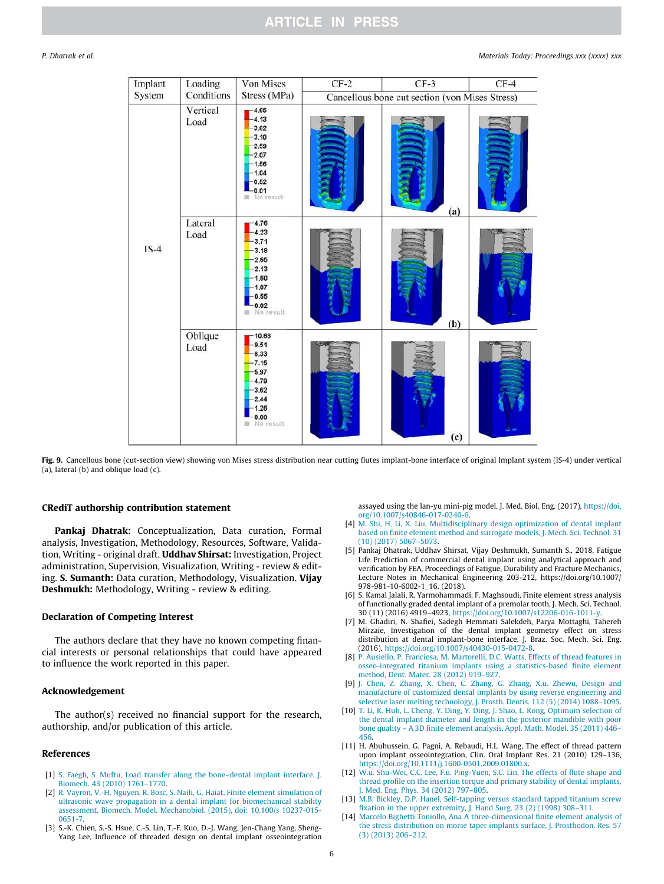| Implant System | Loading Conditions | Von Mises Stress (MPa) | CF-2 | CF-3 | CF-4 |
|---|---|---|---|---|---|
| | | | Cancellous bone cut section (von Mises Stress) | | |
| IS-4 | Vertical Load | 4.65, 4.13, 3.62, 3.10, 2.59, 2.07, 1.56, 1.04, 0.52, 0.01, No result | | (a) | |
| | Lateral Load | 4.76, 4.23, 3.71, 3.18, 2.65, 2.13, 1.60, 1.07, 0.55, 0.02, No result | | (b) | |
| | Oblique Load | 10.68, 9.51, 8.33, 7.15, 5.97, 4.79, 3.62, 2.44, 1.26, 0.08, No result | | (c) | |

**Fig. 9.** Cancellous bone (cut-section view) showing von Mises stress distribution near cutting flutes implant-bone interface of original Implant system (IS-4) under vertical (a), lateral (b) and oblique load (c).

## CRediT authorship contribution statement

**Pankaj Dhatrak:** Conceptualization, Data curation, Formal analysis, Investigation, Methodology, Resources, Software, Validation, Writing - original draft. **Uddhav Shirsat:** Investigation, Project administration, Supervision, Visualization, Writing - review & editing. **S. Sumanth:** Data curation, Methodology, Visualization. **Vijay Deshmukh:** Methodology, Writing - review & editing.

## Declaration of Competing Interest

The authors declare that they have no known competing financial interests or personal relationships that could have appeared to influence the work reported in this paper.

## Acknowledgement

The author(s) received no financial support for the research, authorship, and/or publication of this article.

## References

[1] S. Faegh, S. Muftu, Load transfer along the bone–dental implant interface, J. Biomech. 43 (2010) 1761–1770.

[2] R. Vayron, V.-H. Nguyen, R. Bosc, S. Naili, G. Haiat, Finite element simulation of ultrasonic wave propagation in a dental implant for biomechanical stability assessment, Biomech. Model. Mechanobiol. (2015), doi: 10.100/s 10237-015-0651-7.

[3] S.-K. Chien, S.-S. Hsue, C.-S. Lin, T.-F. Kuo, D.-J. Wang, Jen-Chang Yang, Sheng-Yang Lee, Influence of threaded design on dental implant osseointegration assayed using the lan-yu mini-pig model, J. Med. Biol. Eng. (2017), https://doi.org/10.1007/s40846-017-0240-6.

[4] M. Shi, H. Li, X. Liu, Multidisciplinary design optimization of dental implant based on finite element method and surrogate models, J. Mech. Sci. Technol. 31 (10) (2017) 5067–5073.

[5] Pankaj Dhatrak, Uddhav Shirsat, Vijay Deshmukh, Sumanth S., 2018, Fatigue Life Prediction of commercial dental implant using analytical approach and verification by FEA, Proceedings of Fatigue, Durability and Fracture Mechanics, Lecture Notes in Mechanical Engineering 203-212, https://doi.org/10.1007/978-981-10-6002-1_16. (2018).

[6] S. Kamal Jalali, R. Yarmohammadi, F. Maghsoudi, Finite element stress analysis of functionally graded dental implant of a premolar tooth, J. Mech. Sci. Technol. 30 (11) (2016) 4919–4923, https://doi.org/10.1007/s12206-016-1011-y.

[7] M. Ghadiri, N. Shafiei, Sadegh Hemmati Salekdeh, Parya Mottaghi, Tahereh Mirzaie, Investigation of the dental implant geometry effect on stress distribution at dental implant-bone interface, J. Braz. Soc. Mech. Sci. Eng. (2016), https://doi.org/10.1007/s40430-015-0472-8.

[8] P. Ausiello, P. Franciosa, M. Martorelli, D.C. Watts, Effects of thread features in osseo-integrated titanium implants using a statistics-based finite element method, Dent. Mater. 28 (2012) 919–927.

[9] J. Chen, Z. Zhang, X. Chen, C. Zhang, G. Zhang, X.u. Zhewu, Design and manufacture of customized dental implants by using reverse engineering and selective laser melting technology, J. Prosth. Dentis. 112 (5) (2014) 1088–1095.

[10] T. Li, K. Hub, L. Cheng, Y. Ding, Y. Ding, J. Shao, L. Kong, Optimum selection of the dental implant diameter and length in the posterior mandible with poor bone quality – A 3D finite element analysis, Appl. Math. Model. 35 (2011) 446–456.

[11] H. Abuhussein, G. Pagni, A. Rebaudi, H.L. Wang, The effect of thread pattern upon implant osseointegration, Clin. Oral Implant Res. 21 (2010) 129–136, https://doi.org/10.1111/j.1600-0501.2009.01800.x.

[12] W.u. Shu-Wei, C.C. Lee, F.u. Ping-Yuen, S.C. Lin, The effects of flute shape and thread profile on the insertion torque and primary stability of dental implants, J. Med. Eng. Phys. 34 (2012) 797–805.

[13] M.B. Bickley, D.P. Hanel, Self-tapping versus standard tapped titanium screw fixation in the upper extremity, J. Hand Surg. 23 (2) (1998) 308–311.

[14] Marcelo Bighetti Toniollo, Ana A three-dimensional finite element analysis of the stress distribution on morse taper implants surface, J. Prosthodon. Res. 57 (3) (2013) 206–212.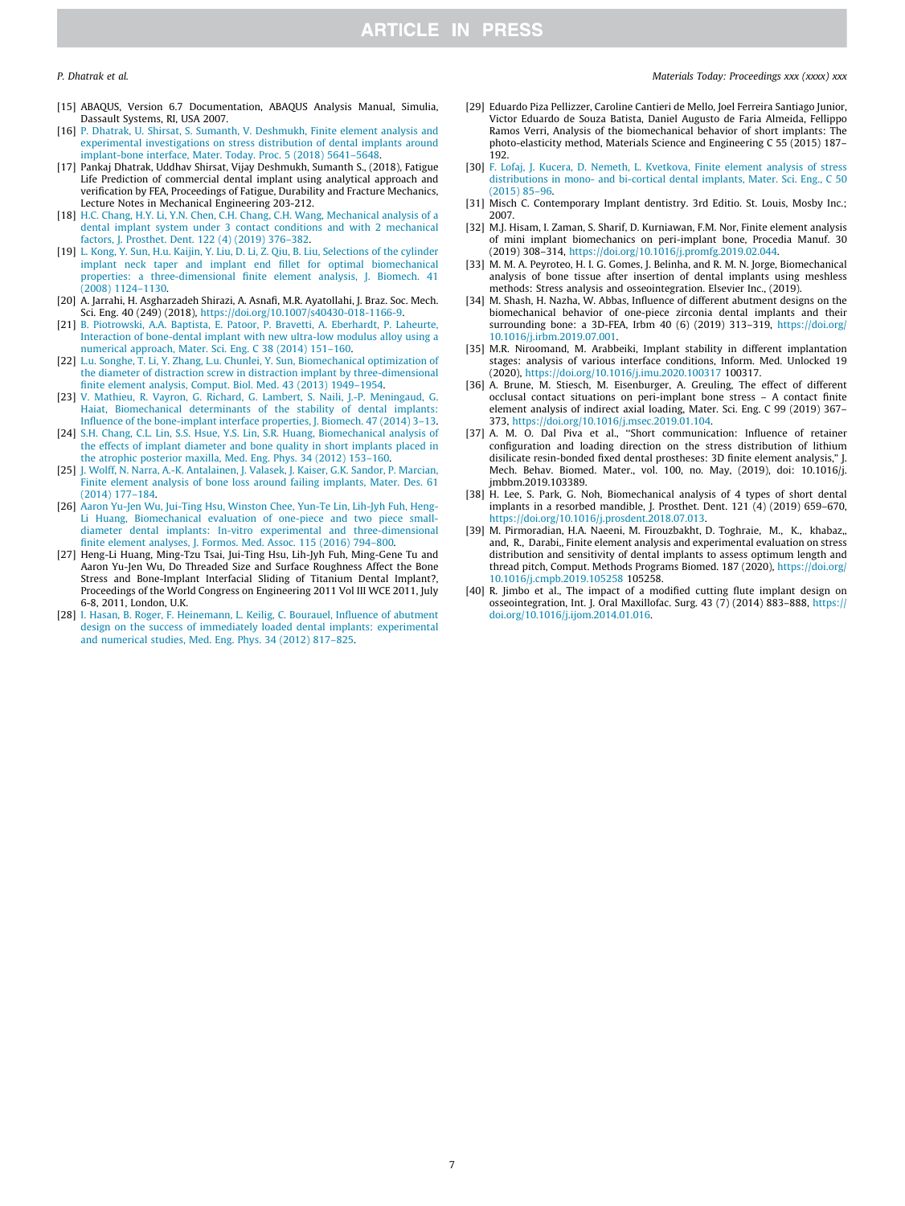[15] ABAQUS, Version 6.7 Documentation, ABAQUS Analysis Manual, Simulia, Dassault Systems, RI, USA 2007.

[16] P. Dhatrak, U. Shirsat, S. Sumanth, V. Deshmukh, Finite element analysis and experimental investigations on stress distribution of dental implants around implant-bone interface, Mater. Today. Proc. 5 (2018) 5641–5648.

[17] Pankaj Dhatrak, Uddhav Shirsat, Vijay Deshmukh, Sumanth S., (2018), Fatigue Life Prediction of commercial dental implant using analytical approach and verification by FEA, Proceedings of Fatigue, Durability and Fracture Mechanics, Lecture Notes in Mechanical Engineering 203-212.

[18] H.C. Chang, H.Y. Li, Y.N. Chen, C.H. Chang, C.H. Wang, Mechanical analysis of a dental implant system under 3 contact conditions and with 2 mechanical factors, J. Prosthet. Dent. 122 (4) (2019) 376–382.

[19] L. Kong, Y. Sun, H.u. Kaijin, Y. Liu, D. Li, Z. Qiu, B. Liu, Selections of the cylinder implant neck taper and implant end fillet for optimal biomechanical properties: a three-dimensional finite element analysis, J. Biomech. 41 (2008) 1124–1130.

[20] A. Jarrahi, H. Asgharzadeh Shirazi, A. Asnafi, M.R. Ayatollahi, J. Braz. Soc. Mech. Sci. Eng. 40 (249) (2018), https://doi.org/10.1007/s40430-018-1166-9.

[21] B. Piotrowski, A.A. Baptista, E. Patoor, P. Bravetti, A. Eberhardt, P. Laheurte, Interaction of bone-dental implant with new ultra-low modulus alloy using a numerical approach, Mater. Sci. Eng. C 38 (2014) 151–160.

[22] L.u. Songhe, T. Li, Y. Zhang, L.u. Chunlei, Y. Sun, Biomechanical optimization of the diameter of distraction screw in distraction implant by three-dimensional finite element analysis, Comput. Biol. Med. 43 (2013) 1949–1954.

[23] V. Mathieu, R. Vayron, G. Richard, G. Lambert, S. Naili, J.-P. Meningaud, G. Haiat, Biomechanical determinants of the stability of dental implants: Influence of the bone-implant interface properties, J. Biomech. 47 (2014) 3–13.

[24] S.H. Chang, C.L. Lin, S.S. Hsue, Y.S. Lin, S.R. Huang, Biomechanical analysis of the effects of implant diameter and bone quality in short implants placed in the atrophic posterior maxilla, Med. Eng. Phys. 34 (2012) 153–160.

[25] J. Wolff, N. Narra, A.-K. Antalainen, J. Valasek, J. Kaiser, G.K. Sandor, P. Marcian, Finite element analysis of bone loss around failing implants, Mater. Des. 61 (2014) 177–184.

[26] Aaron Yu-Jen Wu, Jui-Ting Hsu, Winston Chee, Yun-Te Lin, Lih-Jyh Fuh, Heng-Li Huang, Biomechanical evaluation of one-piece and two piece small-diameter dental implants: In-vitro experimental and three-dimensional finite element analyses, J. Formos. Med. Assoc. 115 (2016) 794–800.

[27] Heng-Li Huang, Ming-Tzu Tsai, Jui-Ting Hsu, Lih-Jyh Fuh, Ming-Gene Tu and Aaron Yu-Jen Wu, Do Threaded Size and Surface Roughness Affect the Bone Stress and Bone-Implant Interfacial Sliding of Titanium Dental Implant?, Proceedings of the World Congress on Engineering 2011 Vol III WCE 2011, July 6-8, 2011, London, U.K.

[28] I. Hasan, B. Roger, F. Heinemann, L. Keilig, C. Bourauel, Influence of abutment design on the success of immediately loaded dental implants: experimental and numerical studies, Med. Eng. Phys. 34 (2012) 817–825.

[29] Eduardo Piza Pellizzer, Caroline Cantieri de Mello, Joel Ferreira Santiago Junior, Victor Eduardo de Souza Batista, Daniel Augusto de Faria Almeida, Fellippo Ramos Verri, Analysis of the biomechanical behavior of short implants: The photo-elasticity method, Materials Science and Engineering C 55 (2015) 187–192.

[30] F. Lofaj, J. Kucera, D. Nemeth, L. Kvetkova, Finite element analysis of stress distributions in mono- and bi-cortical dental implants, Mater. Sci. Eng., C 50 (2015) 85–96.

[31] Misch C. Contemporary Implant dentistry. 3rd Editio. St. Louis, Mosby Inc.; 2007.

[32] M.J. Hisam, I. Zaman, S. Sharif, D. Kurniawan, F.M. Nor, Finite element analysis of mini implant biomechanics on peri-implant bone, Procedia Manuf. 30 (2019) 308–314, https://doi.org/10.1016/j.promfg.2019.02.044.

[33] M. M. A. Peyroteo, H. I. G. Gomes, J. Belinha, and R. M. N. Jorge, Biomechanical analysis of bone tissue after insertion of dental implants using meshless methods: Stress analysis and osseointegration. Elsevier Inc., (2019).

[34] M. Shash, H. Nazha, W. Abbas, Influence of different abutment designs on the biomechanical behavior of one-piece zirconia dental implants and their surrounding bone: a 3D-FEA, Irbm 40 (6) (2019) 313–319, https://doi.org/10.1016/j.irbm.2019.07.001.

[35] M.R. Niroomand, M. Arabbeiki, Implant stability in different implantation stages: analysis of various interface conditions, Inform. Med. Unlocked 19 (2020), https://doi.org/10.1016/j.imu.2020.100317 100317.

[36] A. Brune, M. Stiesch, M. Eisenburger, A. Greuling, The effect of different occlusal contact situations on peri-implant bone stress – A contact finite element analysis of indirect axial loading, Mater. Sci. Eng. C 99 (2019) 367–373, https://doi.org/10.1016/j.msec.2019.01.104.

[37] A. M. O. Dal Piva et al., "Short communication: Influence of retainer configuration and loading direction on the stress distribution of lithium disilicate resin-bonded fixed dental prostheses: 3D finite element analysis," J. Mech. Behav. Biomed. Mater., vol. 100, no. May, (2019), doi: 10.1016/j.jmbbm.2019.103389.

[38] H. Lee, S. Park, G. Noh, Biomechanical analysis of 4 types of short dental implants in a resorbed mandible, J. Prosthet. Dent. 121 (4) (2019) 659–670, https://doi.org/10.1016/j.prosdent.2018.07.013.

[39] M. Pirmoradian, H.A. Naeeni, M. Firouzbakht, D. Toghraie, M., K., khabaz,, and, R., Darabi,, Finite element analysis and experimental evaluation on stress distribution and sensitivity of dental implants to assess optimum length and thread pitch, Comput. Methods Programs Biomed. 187 (2020), https://doi.org/10.1016/j.cmpb.2019.105258 105258.

[40] R. Jimbo et al., The impact of a modified cutting flute implant design on osseointegration, Int. J. Oral Maxillofac. Surg. 43 (7) (2014) 883–888, https://doi.org/10.1016/j.ijom.2014.01.016.